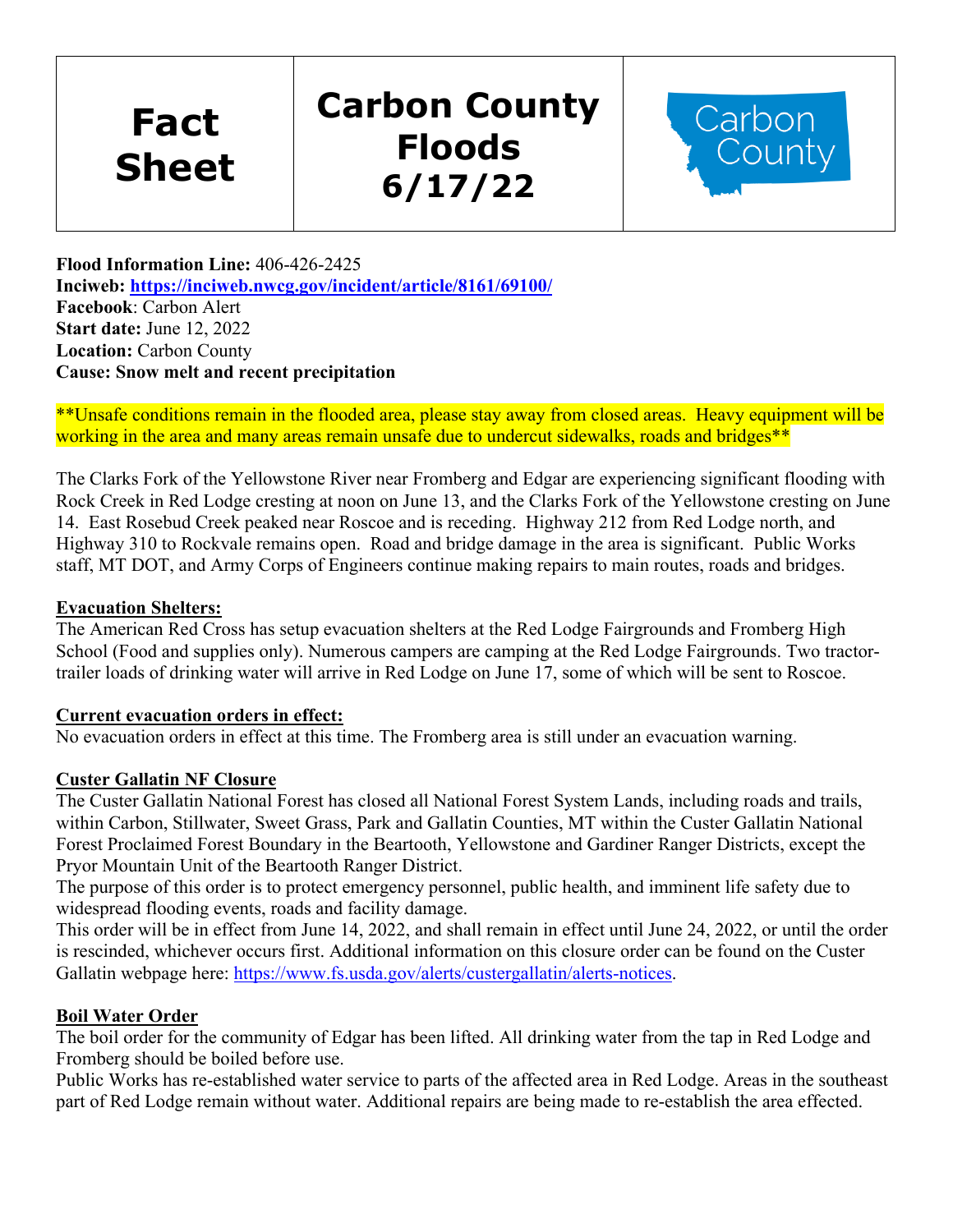# Fact Sheet | Carbon County Floods 6/17/22

Carbon County

**Flood Information Line:** 406-426-2425
**Inciweb: https://inciweb.nwcg.gov/incident/article/8161/69100/**
**Facebook**: Carbon Alert
**Start date:** June 12, 2022
**Location:** Carbon County
**Cause: Snow melt and recent precipitation**

**Unsafe conditions remain in the flooded area, please stay away from closed areas. Heavy equipment will be working in the area and many areas remain unsafe due to undercut sidewalks, roads and bridges**

The Clarks Fork of the Yellowstone River near Fromberg and Edgar are experiencing significant flooding with Rock Creek in Red Lodge cresting at noon on June 13, and the Clarks Fork of the Yellowstone cresting on June 14. East Rosebud Creek peaked near Roscoe and is receding. Highway 212 from Red Lodge north, and Highway 310 to Rockvale remains open. Road and bridge damage in the area is significant. Public Works staff, MT DOT, and Army Corps of Engineers continue making repairs to main routes, roads and bridges.

## Evacuation Shelters:

The American Red Cross has setup evacuation shelters at the Red Lodge Fairgrounds and Fromberg High School (Food and supplies only). Numerous campers are camping at the Red Lodge Fairgrounds. Two tractor-trailer loads of drinking water will arrive in Red Lodge on June 17, some of which will be sent to Roscoe.

## Current evacuation orders in effect:

No evacuation orders in effect at this time. The Fromberg area is still under an evacuation warning.

## Custer Gallatin NF Closure

The Custer Gallatin National Forest has closed all National Forest System Lands, including roads and trails, within Carbon, Stillwater, Sweet Grass, Park and Gallatin Counties, MT within the Custer Gallatin National Forest Proclaimed Forest Boundary in the Beartooth, Yellowstone and Gardiner Ranger Districts, except the Pryor Mountain Unit of the Beartooth Ranger District.

The purpose of this order is to protect emergency personnel, public health, and imminent life safety due to widespread flooding events, roads and facility damage.

This order will be in effect from June 14, 2022, and shall remain in effect until June 24, 2022, or until the order is rescinded, whichever occurs first. Additional information on this closure order can be found on the Custer Gallatin webpage here: https://www.fs.usda.gov/alerts/custergallatin/alerts-notices.

## Boil Water Order

The boil order for the community of Edgar has been lifted. All drinking water from the tap in Red Lodge and Fromberg should be boiled before use.

Public Works has re-established water service to parts of the affected area in Red Lodge. Areas in the southeast part of Red Lodge remain without water. Additional repairs are being made to re-establish the area effected.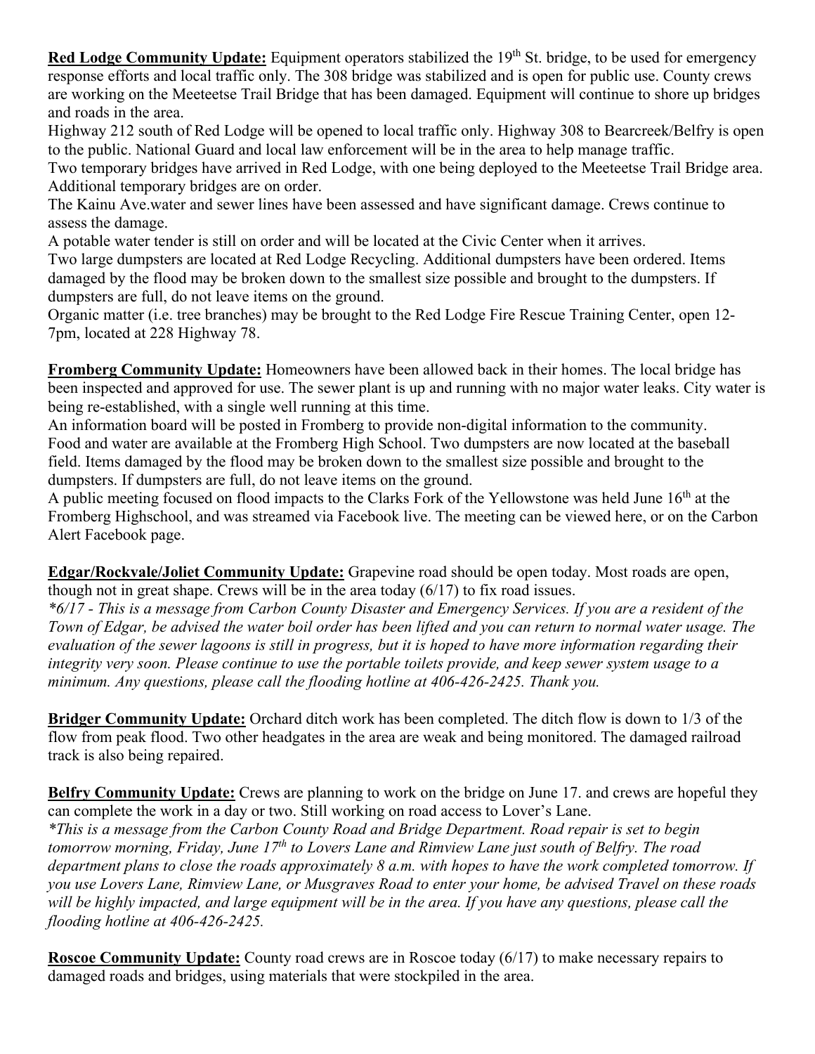**Red Lodge Community Update:** Equipment operators stabilized the 19th St. bridge, to be used for emergency response efforts and local traffic only. The 308 bridge was stabilized and is open for public use. County crews are working on the Meeteetse Trail Bridge that has been damaged. Equipment will continue to shore up bridges and roads in the area.

Highway 212 south of Red Lodge will be opened to local traffic only. Highway 308 to Bearcreek/Belfry is open to the public. National Guard and local law enforcement will be in the area to help manage traffic.

Two temporary bridges have arrived in Red Lodge, with one being deployed to the Meeteetse Trail Bridge area. Additional temporary bridges are on order.

The Kainu Ave.water and sewer lines have been assessed and have significant damage. Crews continue to assess the damage.

A potable water tender is still on order and will be located at the Civic Center when it arrives.

Two large dumpsters are located at Red Lodge Recycling. Additional dumpsters have been ordered. Items damaged by the flood may be broken down to the smallest size possible and brought to the dumpsters. If dumpsters are full, do not leave items on the ground.

Organic matter (i.e. tree branches) may be brought to the Red Lodge Fire Rescue Training Center, open 12-7pm, located at 228 Highway 78.

**Fromberg Community Update:** Homeowners have been allowed back in their homes. The local bridge has been inspected and approved for use. The sewer plant is up and running with no major water leaks. City water is being re-established, with a single well running at this time.

An information board will be posted in Fromberg to provide non-digital information to the community.

Food and water are available at the Fromberg High School. Two dumpsters are now located at the baseball field. Items damaged by the flood may be broken down to the smallest size possible and brought to the dumpsters. If dumpsters are full, do not leave items on the ground.

A public meeting focused on flood impacts to the Clarks Fork of the Yellowstone was held June 16th at the Fromberg Highschool, and was streamed via Facebook live. The meeting can be viewed here, or on the Carbon Alert Facebook page.

**Edgar/Rockvale/Joliet Community Update:** Grapevine road should be open today. Most roads are open, though not in great shape. Crews will be in the area today (6/17) to fix road issues.

*\*6/17 - This is a message from Carbon County Disaster and Emergency Services. If you are a resident of the Town of Edgar, be advised the water boil order has been lifted and you can return to normal water usage. The evaluation of the sewer lagoons is still in progress, but it is hoped to have more information regarding their integrity very soon. Please continue to use the portable toilets provide, and keep sewer system usage to a minimum. Any questions, please call the flooding hotline at 406-426-2425. Thank you.*

**Bridger Community Update:** Orchard ditch work has been completed. The ditch flow is down to 1/3 of the flow from peak flood. Two other headgates in the area are weak and being monitored. The damaged railroad track is also being repaired.

**Belfry Community Update:** Crews are planning to work on the bridge on June 17. and crews are hopeful they can complete the work in a day or two. Still working on road access to Lover's Lane.

*\*This is a message from the Carbon County Road and Bridge Department. Road repair is set to begin tomorrow morning, Friday, June 17th to Lovers Lane and Rimview Lane just south of Belfry. The road department plans to close the roads approximately 8 a.m. with hopes to have the work completed tomorrow. If you use Lovers Lane, Rimview Lane, or Musgraves Road to enter your home, be advised Travel on these roads will be highly impacted, and large equipment will be in the area. If you have any questions, please call the flooding hotline at 406-426-2425.*

**Roscoe Community Update:** County road crews are in Roscoe today (6/17) to make necessary repairs to damaged roads and bridges, using materials that were stockpiled in the area.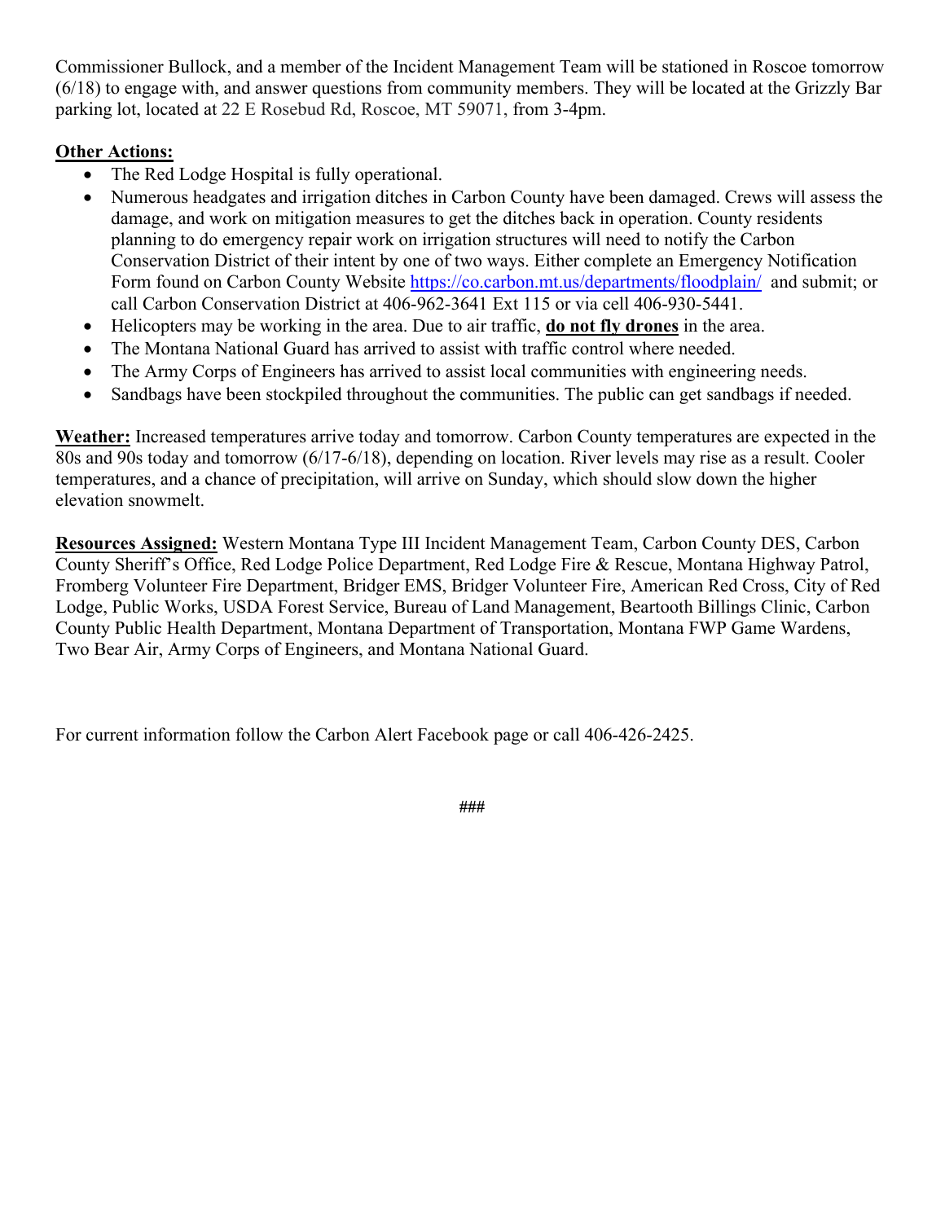Commissioner Bullock, and a member of the Incident Management Team will be stationed in Roscoe tomorrow (6/18) to engage with, and answer questions from community members. They will be located at the Grizzly Bar parking lot, located at 22 E Rosebud Rd, Roscoe, MT 59071, from 3-4pm.

**Other Actions:**

- The Red Lodge Hospital is fully operational.
- Numerous headgates and irrigation ditches in Carbon County have been damaged. Crews will assess the damage, and work on mitigation measures to get the ditches back in operation. County residents planning to do emergency repair work on irrigation structures will need to notify the Carbon Conservation District of their intent by one of two ways. Either complete an Emergency Notification Form found on Carbon County Website https://co.carbon.mt.us/departments/floodplain/ and submit; or call Carbon Conservation District at 406-962-3641 Ext 115 or via cell 406-930-5441.
- Helicopters may be working in the area. Due to air traffic, **do not fly drones** in the area.
- The Montana National Guard has arrived to assist with traffic control where needed.
- The Army Corps of Engineers has arrived to assist local communities with engineering needs.
- Sandbags have been stockpiled throughout the communities. The public can get sandbags if needed.

**Weather:** Increased temperatures arrive today and tomorrow. Carbon County temperatures are expected in the 80s and 90s today and tomorrow (6/17-6/18), depending on location. River levels may rise as a result. Cooler temperatures, and a chance of precipitation, will arrive on Sunday, which should slow down the higher elevation snowmelt.

**Resources Assigned:** Western Montana Type III Incident Management Team, Carbon County DES, Carbon County Sheriff's Office, Red Lodge Police Department, Red Lodge Fire & Rescue, Montana Highway Patrol, Fromberg Volunteer Fire Department, Bridger EMS, Bridger Volunteer Fire, American Red Cross, City of Red Lodge, Public Works, USDA Forest Service, Bureau of Land Management, Beartooth Billings Clinic, Carbon County Public Health Department, Montana Department of Transportation, Montana FWP Game Wardens, Two Bear Air, Army Corps of Engineers, and Montana National Guard.

For current information follow the Carbon Alert Facebook page or call 406-426-2425.

###